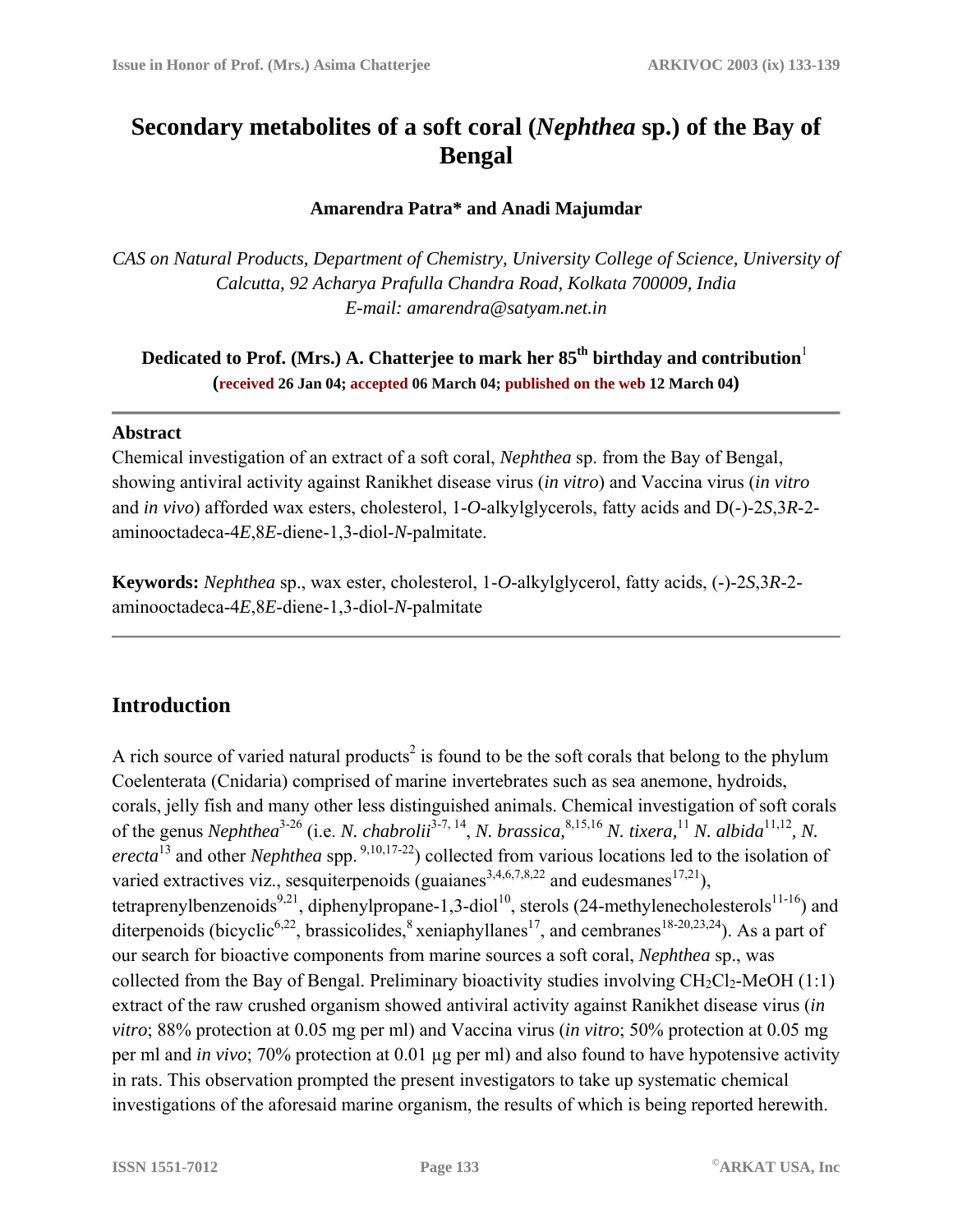# Secondary metabolites of a soft coral (*Nephthea* sp.) of the Bay of Bengal

**Amarendra Patra* and Anadi Majumdar**

*CAS on Natural Products, Department of Chemistry, University College of Science, University of Calcutta, 92 Acharya Prafulla Chandra Road, Kolkata 700009, India*
*E-mail: amarendra@satyam.net.in*

**Dedicated to Prof. (Mrs.) A. Chatterjee to mark her 85th birthday and contribution**[1]
**(received 26 Jan 04; accepted 06 March 04; published on the web 12 March 04)**

---

### Abstract

Chemical investigation of an extract of a soft coral, *Nephthea* sp. from the Bay of Bengal, showing antiviral activity against Ranikhet disease virus (*in vitro*) and Vaccina virus (*in vitro* and *in vivo*) afforded wax esters, cholesterol, 1-*O*-alkylglycerols, fatty acids and D(-)-2*S*,3*R*-2-aminooctadeca-4*E*,8*E*-diene-1,3-diol-*N*-palmitate.

**Keywords:** *Nephthea* sp., wax ester, cholesterol, 1-*O*-alkylglycerol, fatty acids, (-)-2*S*,3*R*-2-aminooctadeca-4*E*,8*E*-diene-1,3-diol-*N*-palmitate

---

## Introduction

A rich source of varied natural products[2] is found to be the soft corals that belong to the phylum Coelenterata (Cnidaria) comprised of marine invertebrates such as sea anemone, hydroids, corals, jelly fish and many other less distinguished animals. Chemical investigation of soft corals of the genus *Nephthea*[3-26] (i.e. *N. chabrolii*[3-7, 14], *N. brassica,*[8,15,16] *N. tixera,*[11] *N. albida*[11,12], *N. erecta*[13] and other *Nephthea* spp. [9,10,17-22]) collected from various locations led to the isolation of varied extractives viz., sesquiterpenoids (guaianes[3,4,6,7,8,22] and eudesmanes[17,21]), tetraprenylbenzenoids[9,21], diphenylpropane-1,3-diol[10], sterols (24-methylenecholesterols[11-16]) and diterpenoids (bicyclic[6,22], brassicolides,[8] xeniaphyllanes[17], and cembranes[18-20,23,24]). As a part of our search for bioactive components from marine sources a soft coral, *Nephthea* sp., was collected from the Bay of Bengal. Preliminary bioactivity studies involving $CH_2Cl_2$-MeOH (1:1) extract of the raw crushed organism showed antiviral activity against Ranikhet disease virus (*in vitro*; 88% protection at 0.05 mg per ml) and Vaccina virus (*in vitro*; 50% protection at 0.05 mg per ml and *in vivo*; 70% protection at 0.01 µg per ml) and also found to have hypotensive activity in rats. This observation prompted the present investigators to take up systematic chemical investigations of the aforesaid marine organism, the results of which is being reported herewith.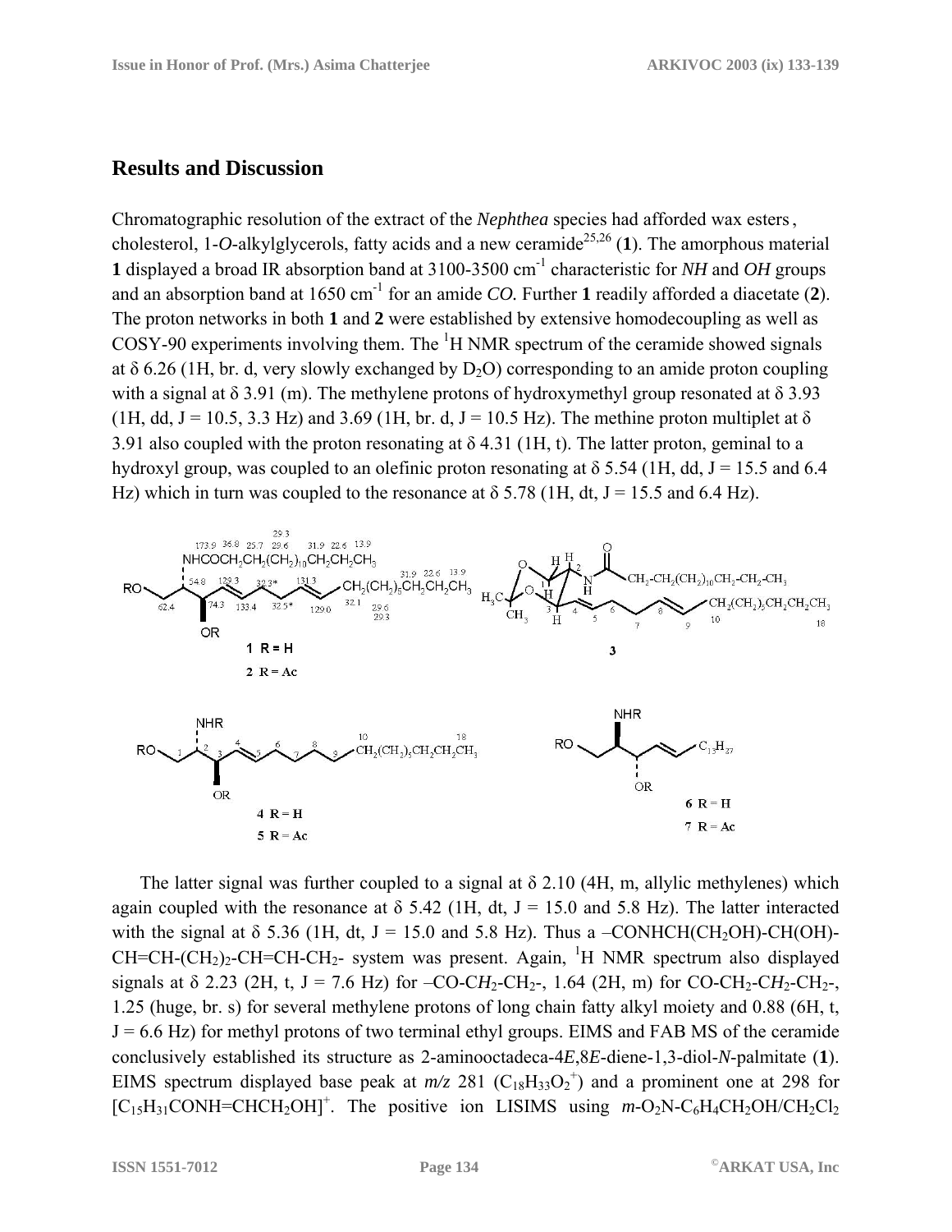## Results and Discussion

Chromatographic resolution of the extract of the *Nephthea* species had afforded wax esters, cholesterol, 1-*O*-alkylglycerols, fatty acids and a new ceramide[25,26] (**1**). The amorphous material **1** displayed a broad IR absorption band at 3100-3500 $cm^{-1}$ characteristic for *NH* and *OH* groups and an absorption band at 1650 $cm^{-1}$ for an amide *CO*. Further **1** readily afforded a diacetate (**2**). The proton networks in both **1** and **2** were established by extensive homodecoupling as well as COSY-90 experiments involving them. The $^1H$ NMR spectrum of the ceramide showed signals at δ 6.26 (1H, br. d, very slowly exchanged by $D_2O$) corresponding to an amide proton coupling with a signal at δ 3.91 (m). The methylene protons of hydroxymethyl group resonated at δ 3.93 (1H, dd, J = 10.5, 3.3 Hz) and 3.69 (1H, br. d, J = 10.5 Hz). The methine proton multiplet at δ 3.91 also coupled with the proton resonating at δ 4.31 (1H, t). The latter proton, geminal to a hydroxyl group, was coupled to an olefinic proton resonating at δ 5.54 (1H, dd, J = 15.5 and 6.4 Hz) which in turn was coupled to the resonance at δ 5.78 (1H, dt, J = 15.5 and 6.4 Hz).

The latter signal was further coupled to a signal at δ 2.10 (4H, m, allylic methylenes) which again coupled with the resonance at δ 5.42 (1H, dt, J = 15.0 and 5.8 Hz). The latter interacted with the signal at δ 5.36 (1H, dt, J = 15.0 and 5.8 Hz). Thus a $–CONHCH(CH_2OH)-CH(OH)-CH=CH-(CH_2)_2-CH=CH-CH_2-$ system was present. Again, $^1H$ NMR spectrum also displayed signals at δ 2.23 (2H, t, J = 7.6 Hz) for $–CO-CH_2-CH_2-$, 1.64 (2H, m) for $CO-CH_2-CH_2-CH_2-$, 1.25 (huge, br. s) for several methylene protons of long chain fatty alkyl moiety and 0.88 (6H, t, J = 6.6 Hz) for methyl protons of two terminal ethyl groups. EIMS and FAB MS of the ceramide conclusively established its structure as 2-aminooctadeca-4*E*,8*E*-diene-1,3-diol-*N*-palmitate (**1**). EIMS spectrum displayed base peak at *m/z* 281 ($C_{18}H_{33}O_2^+$) and a prominent one at 298 for $[C_{15}H_{31}CONH=CHCH_2OH]^+$. The positive ion LISIMS using $m$-$O_2N$-$C_6H_4CH_2OH/CH_2Cl_2$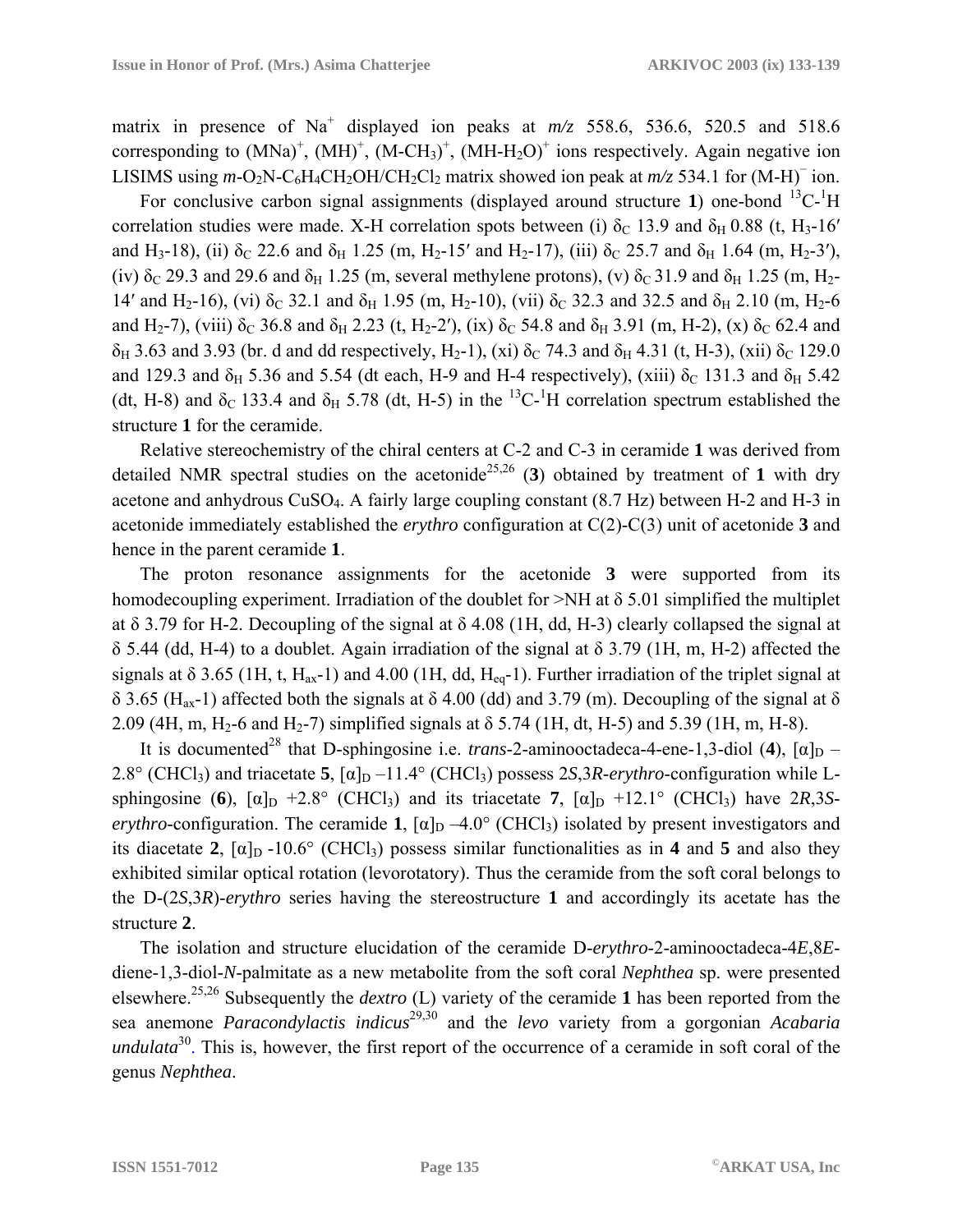matrix in presence of $Na^+$ displayed ion peaks at *m/z* 558.6, 536.6, 520.5 and 518.6 corresponding to $(MNa)^+$, $(MH)^+$, $(M\text{-}CH_3)^+$, $(MH\text{-}H_2O)^+$ ions respectively. Again negative ion LISIMS using *m*-$O_2N\text{-}C_6H_4CH_2OH/CH_2Cl_2$ matrix showed ion peak at *m/z* 534.1 for $(M\text{-}H)^-$ ion.

For conclusive carbon signal assignments (displayed around structure **1**) one-bond $^{13}C$-$^1H$ correlation studies were made. X-H correlation spots between (i) $\delta_C$ 13.9 and $\delta_H$ 0.88 (t, $H_3$-16′ and $H_3$-18), (ii) $\delta_C$ 22.6 and $\delta_H$ 1.25 (m, $H_2$-15′ and $H_2$-17), (iii) $\delta_C$ 25.7 and $\delta_H$ 1.64 (m, $H_2$-3′), (iv) $\delta_C$ 29.3 and 29.6 and $\delta_H$ 1.25 (m, several methylene protons), (v) $\delta_C$ 31.9 and $\delta_H$ 1.25 (m, $H_2$-14′ and $H_2$-16), (vi) $\delta_C$ 32.1 and $\delta_H$ 1.95 (m, $H_2$-10), (vii) $\delta_C$ 32.3 and 32.5 and $\delta_H$ 2.10 (m, $H_2$-6 and $H_2$-7), (viii) $\delta_C$ 36.8 and $\delta_H$ 2.23 (t, $H_2$-2′), (ix) $\delta_C$ 54.8 and $\delta_H$ 3.91 (m, H-2), (x) $\delta_C$ 62.4 and $\delta_H$ 3.63 and 3.93 (br. d and dd respectively, $H_2$-1), (xi) $\delta_C$ 74.3 and $\delta_H$ 4.31 (t, H-3), (xii) $\delta_C$ 129.0 and 129.3 and $\delta_H$ 5.36 and 5.54 (dt each, H-9 and H-4 respectively), (xiii) $\delta_C$ 131.3 and $\delta_H$ 5.42 (dt, H-8) and $\delta_C$ 133.4 and $\delta_H$ 5.78 (dt, H-5) in the $^{13}C$-$^1H$ correlation spectrum established the structure **1** for the ceramide.

Relative stereochemistry of the chiral centers at C-2 and C-3 in ceramide **1** was derived from detailed NMR spectral studies on the acetonide[25,26] (**3**) obtained by treatment of **1** with dry acetone and anhydrous $CuSO_4$. A fairly large coupling constant (8.7 Hz) between H-2 and H-3 in acetonide immediately established the *erythro* configuration at C(2)-C(3) unit of acetonide **3** and hence in the parent ceramide **1**.

The proton resonance assignments for the acetonide **3** were supported from its homodecoupling experiment. Irradiation of the doublet for >NH at δ 5.01 simplified the multiplet at δ 3.79 for H-2. Decoupling of the signal at δ 4.08 (1H, dd, H-3) clearly collapsed the signal at δ 5.44 (dd, H-4) to a doublet. Again irradiation of the signal at δ 3.79 (1H, m, H-2) affected the signals at δ 3.65 (1H, t, $H_{ax}$-1) and 4.00 (1H, dd, $H_{eq}$-1). Further irradiation of the triplet signal at δ 3.65 ($H_{ax}$-1) affected both the signals at δ 4.00 (dd) and 3.79 (m). Decoupling of the signal at δ 2.09 (4H, m, $H_2$-6 and $H_2$-7) simplified signals at δ 5.74 (1H, dt, H-5) and 5.39 (1H, m, H-8).

It is documented[28] that D-sphingosine i.e. *trans*-2-aminooctadeca-4-ene-1,3-diol (**4**), $[\alpha]_D$ –2.8° ($CHCl_3$) and triacetate **5**, $[\alpha]_D$ –11.4° ($CHCl_3$) possess 2*S*,3*R*-*erythro*-configuration while L-sphingosine (**6**), $[\alpha]_D$ +2.8° ($CHCl_3$) and its triacetate **7**, $[\alpha]_D$ +12.1° ($CHCl_3$) have 2*R*,3*S*-*erythro*-configuration. The ceramide **1**, $[\alpha]_D$ –4.0° ($CHCl_3$) isolated by present investigators and its diacetate **2**, $[\alpha]_D$ -10.6° ($CHCl_3$) possess similar functionalities as in **4** and **5** and also they exhibited similar optical rotation (levorotatory). Thus the ceramide from the soft coral belongs to the D-(2*S*,3*R*)-*erythro* series having the stereostructure **1** and accordingly its acetate has the structure **2**.

The isolation and structure elucidation of the ceramide D-*erythro*-2-aminooctadeca-4*E*,8*E*-diene-1,3-diol-*N*-palmitate as a new metabolite from the soft coral *Nephthea* sp. were presented elsewhere.[25,26] Subsequently the *dextro* (L) variety of the ceramide **1** has been reported from the sea anemone *Paracondylactis indicus*[29,30] and the *levo* variety from a gorgonian *Acabaria undulata*[30]. This is, however, the first report of the occurrence of a ceramide in soft coral of the genus *Nephthea*.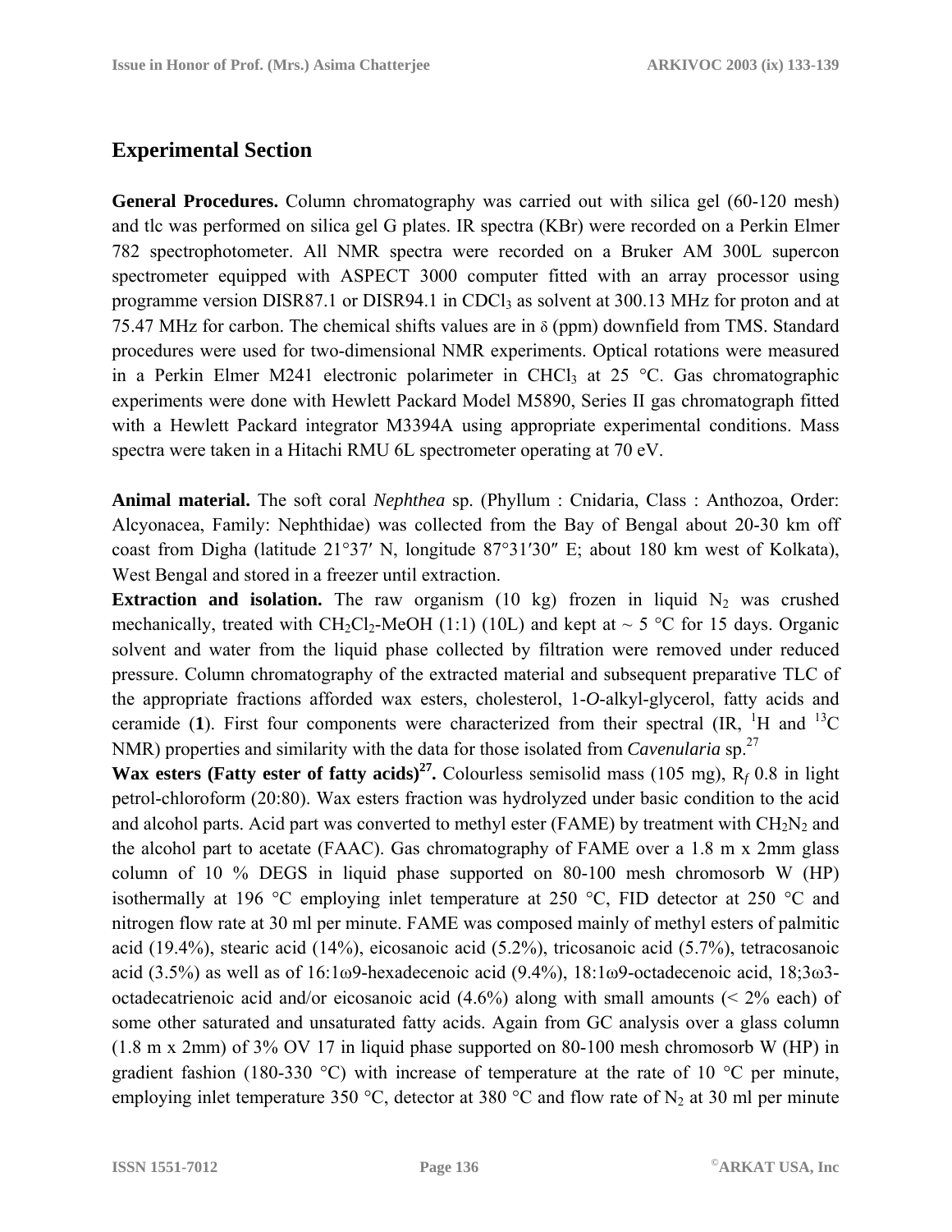## Experimental Section

**General Procedures.** Column chromatography was carried out with silica gel (60-120 mesh) and tlc was performed on silica gel G plates. IR spectra (KBr) were recorded on a Perkin Elmer 782 spectrophotometer. All NMR spectra were recorded on a Bruker AM 300L supercon spectrometer equipped with ASPECT 3000 computer fitted with an array processor using programme version DISR87.1 or DISR94.1 in $CDCl_3$ as solvent at 300.13 MHz for proton and at 75.47 MHz for carbon. The chemical shifts values are in δ (ppm) downfield from TMS. Standard procedures were used for two-dimensional NMR experiments. Optical rotations were measured in a Perkin Elmer M241 electronic polarimeter in $CHCl_3$ at 25 °C. Gas chromatographic experiments were done with Hewlett Packard Model M5890, Series II gas chromatograph fitted with a Hewlett Packard integrator M3394A using appropriate experimental conditions. Mass spectra were taken in a Hitachi RMU 6L spectrometer operating at 70 eV.

**Animal material.** The soft coral *Nephthea* sp. (Phyllum : Cnidaria, Class : Anthozoa, Order: Alcyonacea, Family: Nephthidae) was collected from the Bay of Bengal about 20-30 km off coast from Digha (latitude 21°37′ N, longitude 87°31′30″ E; about 180 km west of Kolkata), West Bengal and stored in a freezer until extraction.

**Extraction and isolation.** The raw organism (10 kg) frozen in liquid $N_2$ was crushed mechanically, treated with $CH_2Cl_2$-MeOH (1:1) (10L) and kept at ~ 5 °C for 15 days. Organic solvent and water from the liquid phase collected by filtration were removed under reduced pressure. Column chromatography of the extracted material and subsequent preparative TLC of the appropriate fractions afforded wax esters, cholesterol, 1-*O*-alkyl-glycerol, fatty acids and ceramide (**1**). First four components were characterized from their spectral (IR, $^1$H and $^{13}$C NMR) properties and similarity with the data for those isolated from *Cavenularia* sp.[27]

**Wax esters (Fatty ester of fatty acids)[27].** Colourless semisolid mass (105 mg), $R_f$ 0.8 in light petrol-chloroform (20:80). Wax esters fraction was hydrolyzed under basic condition to the acid and alcohol parts. Acid part was converted to methyl ester (FAME) by treatment with $CH_2N_2$ and the alcohol part to acetate (FAAC). Gas chromatography of FAME over a 1.8 m x 2mm glass column of 10 % DEGS in liquid phase supported on 80-100 mesh chromosorb W (HP) isothermally at 196 °C employing inlet temperature at 250 °C, FID detector at 250 °C and nitrogen flow rate at 30 ml per minute. FAME was composed mainly of methyl esters of palmitic acid (19.4%), stearic acid (14%), eicosanoic acid (5.2%), tricosanoic acid (5.7%), tetracosanoic acid (3.5%) as well as of 16:1ω9-hexadecenoic acid (9.4%), 18:1ω9-octadecenoic acid, 18;3ω3-octadecatrienoic acid and/or eicosanoic acid (4.6%) along with small amounts (< 2% each) of some other saturated and unsaturated fatty acids. Again from GC analysis over a glass column (1.8 m x 2mm) of 3% OV 17 in liquid phase supported on 80-100 mesh chromosorb W (HP) in gradient fashion (180-330 °C) with increase of temperature at the rate of 10 °C per minute, employing inlet temperature 350 °C, detector at 380 °C and flow rate of $N_2$ at 30 ml per minute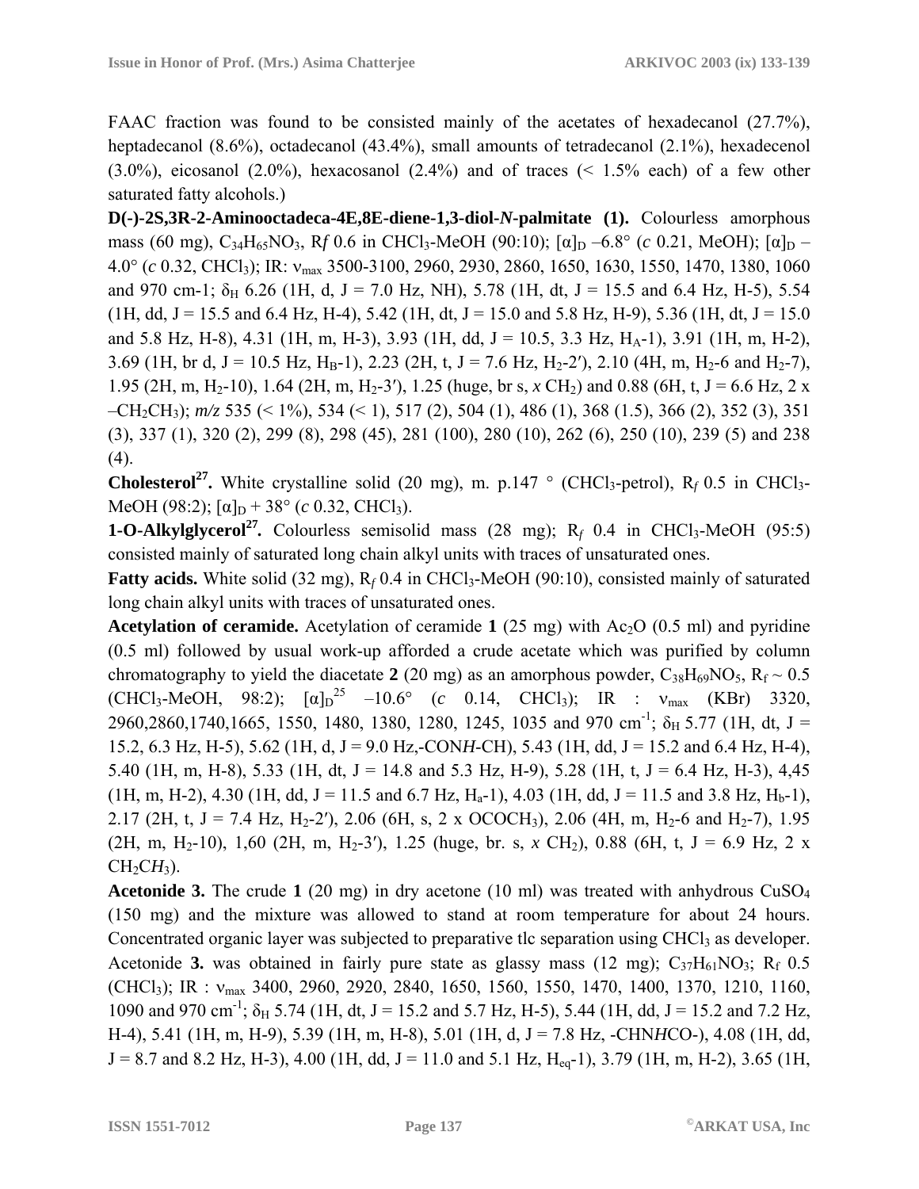FAAC fraction was found to be consisted mainly of the acetates of hexadecanol (27.7%), heptadecanol (8.6%), octadecanol (43.4%), small amounts of tetradecanol (2.1%), hexadecenol (3.0%), eicosanol (2.0%), hexacosanol (2.4%) and of traces (< 1.5% each) of a few other saturated fatty alcohols.)

**D(-)-2S,3R-2-Aminooctadeca-4E,8E-diene-1,3-diol-*N*-palmitate (1).** Colourless amorphous mass (60 mg), $C_{34}H_{65}NO_3$, R*f* 0.6 in $CHCl_3$-MeOH (90:10); $[\alpha]_D$ –6.8° (*c* 0.21, MeOH); $[\alpha]_D$ –4.0° (*c* 0.32, $CHCl_3$); IR: $\nu_{max}$ 3500-3100, 2960, 2930, 2860, 1650, 1630, 1550, 1470, 1380, 1060 and 970 cm-1; $\delta_H$ 6.26 (1H, d, J = 7.0 Hz, NH), 5.78 (1H, dt, J = 15.5 and 6.4 Hz, H-5), 5.54 (1H, dd, J = 15.5 and 6.4 Hz, H-4), 5.42 (1H, dt, J = 15.0 and 5.8 Hz, H-9), 5.36 (1H, dt, J = 15.0 and 5.8 Hz, H-8), 4.31 (1H, m, H-3), 3.93 (1H, dd, J = 10.5, 3.3 Hz, $H_A$-1), 3.91 (1H, m, H-2), 3.69 (1H, br d, J = 10.5 Hz, $H_B$-1), 2.23 (2H, t, J = 7.6 Hz, $H_2$-2′), 2.10 (4H, m, $H_2$-6 and $H_2$-7), 1.95 (2H, m, $H_2$-10), 1.64 (2H, m, $H_2$-3′), 1.25 (huge, br s, *x* $CH_2$) and 0.88 (6H, t, J = 6.6 Hz, 2 x –$CH_2CH_3$); *m/z* 535 (< 1%), 534 (< 1), 517 (2), 504 (1), 486 (1), 368 (1.5), 366 (2), 352 (3), 351 (3), 337 (1), 320 (2), 299 (8), 298 (45), 281 (100), 280 (10), 262 (6), 250 (10), 239 (5) and 238 (4).

**Cholesterol[27].** White crystalline solid (20 mg), m. p.147 ° ($CHCl_3$-petrol), $R_f$ 0.5 in $CHCl_3$-MeOH (98:2); $[\alpha]_D$ + 38° (*c* 0.32, $CHCl_3$).

**1-O-Alkylglycerol[27].** Colourless semisolid mass (28 mg); $R_f$ 0.4 in $CHCl_3$-MeOH (95:5) consisted mainly of saturated long chain alkyl units with traces of unsaturated ones.

**Fatty acids.** White solid (32 mg), $R_f$ 0.4 in $CHCl_3$-MeOH (90:10), consisted mainly of saturated long chain alkyl units with traces of unsaturated ones.

**Acetylation of ceramide.** Acetylation of ceramide **1** (25 mg) with $Ac_2O$ (0.5 ml) and pyridine (0.5 ml) followed by usual work-up afforded a crude acetate which was purified by column chromatography to yield the diacetate **2** (20 mg) as an amorphous powder, $C_{38}H_{69}NO_5$, $R_f$ ~ 0.5 ($CHCl_3$-MeOH, 98:2); $[\alpha]_D^{25}$ –10.6° (*c* 0.14, $CHCl_3$); IR : $\nu_{max}$ (KBr) 3320, 2960,2860,1740,1665, 1550, 1480, 1380, 1280, 1245, 1035 and 970 $cm^{-1}$; $\delta_H$ 5.77 (1H, dt, J = 15.2, 6.3 Hz, H-5), 5.62 (1H, d, J = 9.0 Hz,-CON*H*-CH), 5.43 (1H, dd, J = 15.2 and 6.4 Hz, H-4), 5.40 (1H, m, H-8), 5.33 (1H, dt, J = 14.8 and 5.3 Hz, H-9), 5.28 (1H, t, J = 6.4 Hz, H-3), 4,45 (1H, m, H-2), 4.30 (1H, dd, J = 11.5 and 6.7 Hz, $H_a$-1), 4.03 (1H, dd, J = 11.5 and 3.8 Hz, $H_b$-1), 2.17 (2H, t, J = 7.4 Hz, $H_2$-2′), 2.06 (6H, s, 2 x $OCOCH_3$), 2.06 (4H, m, $H_2$-6 and $H_2$-7), 1.95 (2H, m, $H_2$-10), 1,60 (2H, m, $H_2$-3′), 1.25 (huge, br. s, *x* $CH_2$), 0.88 (6H, t, J = 6.9 Hz, 2 x $CH_2CH_3$).

**Acetonide 3.** The crude **1** (20 mg) in dry acetone (10 ml) was treated with anhydrous $CuSO_4$ (150 mg) and the mixture was allowed to stand at room temperature for about 24 hours. Concentrated organic layer was subjected to preparative tlc separation using $CHCl_3$ as developer. Acetonide **3.** was obtained in fairly pure state as glassy mass (12 mg); $C_{37}H_{61}NO_3$; $R_f$ 0.5 ($CHCl_3$); IR : $\nu_{max}$ 3400, 2960, 2920, 2840, 1650, 1560, 1550, 1470, 1400, 1370, 1210, 1160, 1090 and 970 $cm^{-1}$; $\delta_H$ 5.74 (1H, dt, J = 15.2 and 5.7 Hz, H-5), 5.44 (1H, dd, J = 15.2 and 7.2 Hz, H-4), 5.41 (1H, m, H-9), 5.39 (1H, m, H-8), 5.01 (1H, d, J = 7.8 Hz, -CHN*H*CO-), 4.08 (1H, dd, J = 8.7 and 8.2 Hz, H-3), 4.00 (1H, dd, J = 11.0 and 5.1 Hz, $H_{eq}$-1), 3.79 (1H, m, H-2), 3.65 (1H,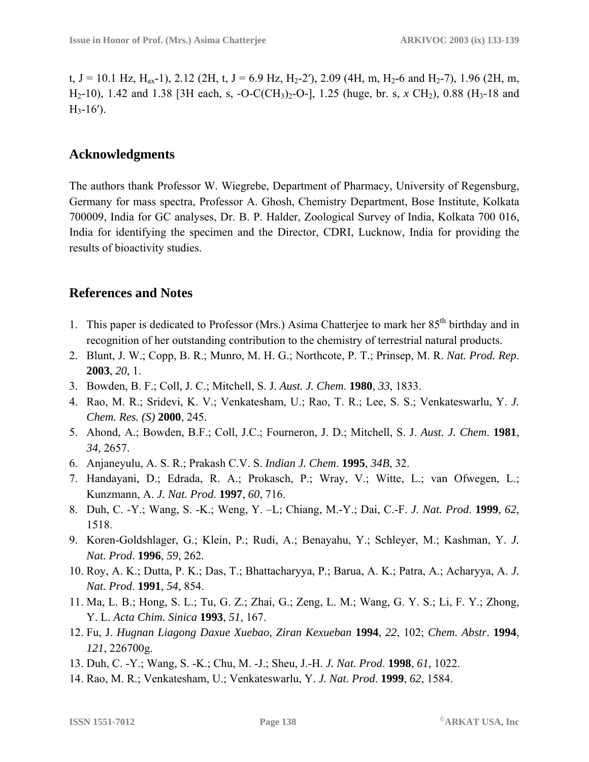t, J = 10.1 Hz, $H_{ax}$-1), 2.12 (2H, t, J = 6.9 Hz, $H_2$-2′), 2.09 (4H, m, $H_2$-6 and $H_2$-7), 1.96 (2H, m, $H_2$-10), 1.42 and 1.38 [3H each, s, -O-C($CH_3$)$_2$-O-], 1.25 (huge, br. s, *x* $CH_2$), 0.88 ($H_3$-18 and $H_3$-16′).

## Acknowledgments

The authors thank Professor W. Wiegrebe, Department of Pharmacy, University of Regensburg, Germany for mass spectra, Professor A. Ghosh, Chemistry Department, Bose Institute, Kolkata 700009, India for GC analyses, Dr. B. P. Halder, Zoological Survey of India, Kolkata 700 016, India for identifying the specimen and the Director, CDRI, Lucknow, India for providing the results of bioactivity studies.

## References and Notes

1. This paper is dedicated to Professor (Mrs.) Asima Chatterjee to mark her $85^{th}$ birthday and in recognition of her outstanding contribution to the chemistry of terrestrial natural products.
2. Blunt, J. W.; Copp, B. R.; Munro, M. H. G.; Northcote, P. T.; Prinsep, M. R. *Nat. Prod. Rep*. **2003**, *20*, 1.
3. Bowden, B. F.; Coll, J. C.; Mitchell, S. J. *Aust. J. Chem*. **1980**, *33*, 1833.
4. Rao, M. R.; Sridevi, K. V.; Venkatesham, U.; Rao, T. R.; Lee, S. S.; Venkateswarlu, Y. *J. Chem. Res. (S)* **2000**, 245.
5. Ahond, A.; Bowden, B.F.; Coll, J.C.; Fourneron, J. D.; Mitchell, S. J. *Aust. J. Chem*. **1981**, *34*, 2657.
6. Anjaneyulu, A. S. R.; Prakash C.V. S. *Indian J. Chem*. **1995**, *34B*, 32.
7. Handayani, D.; Edrada, R. A.; Prokasch, P.; Wray, V.; Witte, L.; van Ofwegen, L.; Kunzmann, A. *J. Nat. Prod*. **1997**, *60*, 716.
8. Duh, C. -Y.; Wang, S. -K.; Weng, Y. –L; Chiang, M.-Y.; Dai, C.-F. *J. Nat. Prod*. **1999**, *62*, 1518.
9. Koren-Goldshlager, G.; Klein, P.; Rudi, A.; Benayahu, Y.; Schleyer, M.; Kashman, Y. *J. Nat. Prod*. **1996**, *59*, 262.
10. Roy, A. K.; Dutta, P. K.; Das, T.; Bhattacharyya, P.; Barua, A. K.; Patra, A.; Acharyya, A. *J. Nat. Prod*. **1991**, *54*, 854.
11. Ma, L. B.; Hong, S. L.; Tu, G. Z.; Zhai, G.; Zeng, L. M.; Wang, G. Y. S.; Li, F. Y.; Zhong, Y. L. *Acta Chim. Sinica* **1993**, *51*, 167.
12. Fu, J. *Hugnan Liagong Daxue Xuebao, Ziran Kexueban* **1994**, *22*, 102; *Chem. Abstr*. **1994**, *121*, 226700g.
13. Duh, C. -Y.; Wang, S. -K.; Chu, M. -J.; Sheu, J.-H. *J. Nat. Prod*. **1998**, *61*, 1022.
14. Rao, M. R.; Venkatesham, U.; Venkateswarlu, Y. *J. Nat. Prod*. **1999**, *62*, 1584.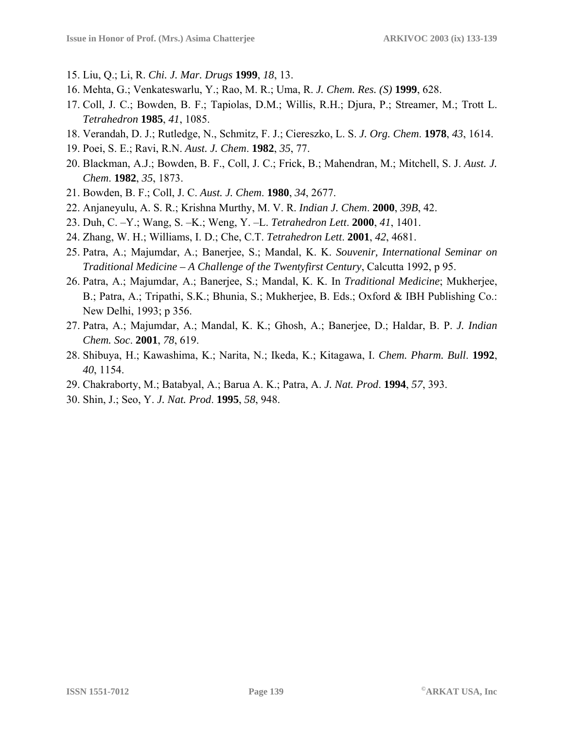15. Liu, Q.; Li, R. *Chi. J. Mar. Drugs* **1999**, *18*, 13.
16. Mehta, G.; Venkateswarlu, Y.; Rao, M. R.; Uma, R. *J. Chem. Res. (S)* **1999**, 628.
17. Coll, J. C.; Bowden, B. F.; Tapiolas, D.M.; Willis, R.H.; Djura, P.; Streamer, M.; Trott L. *Tetrahedron* **1985**, *41*, 1085.
18. Verandah, D. J.; Rutledge, N., Schmitz, F. J.; Ciereszko, L. S. *J. Org. Chem*. **1978**, *43*, 1614.
19. Poei, S. E.; Ravi, R.N. *Aust. J. Chem*. **1982**, *35*, 77.
20. Blackman, A.J.; Bowden, B. F., Coll, J. C.; Frick, B.; Mahendran, M.; Mitchell, S. J. *Aust. J. Chem*. **1982**, *35*, 1873.
21. Bowden, B. F.; Coll, J. C. *Aust. J. Chem*. **1980**, *34*, 2677.
22. Anjaneyulu, A. S. R.; Krishna Murthy, M. V. R. *Indian J. Chem*. **2000**, *39B*, 42.
23. Duh, C. –Y.; Wang, S. –K.; Weng, Y. –L. *Tetrahedron Lett*. **2000**, *41*, 1401.
24. Zhang, W. H.; Williams, I. D.; Che, C.T. *Tetrahedron Lett*. **2001**, *42*, 4681.
25. Patra, A.; Majumdar, A.; Banerjee, S.; Mandal, K. K. *Souvenir, International Seminar on Traditional Medicine – A Challenge of the Twentyfirst Century*, Calcutta 1992, p 95.
26. Patra, A.; Majumdar, A.; Banerjee, S.; Mandal, K. K. In *Traditional Medicine*; Mukherjee, B.; Patra, A.; Tripathi, S.K.; Bhunia, S.; Mukherjee, B. Eds.; Oxford & IBH Publishing Co.: New Delhi, 1993; p 356.
27. Patra, A.; Majumdar, A.; Mandal, K. K.; Ghosh, A.; Banerjee, D.; Haldar, B. P. *J. Indian Chem. Soc*. **2001**, *78*, 619.
28. Shibuya, H.; Kawashima, K.; Narita, N.; Ikeda, K.; Kitagawa, I. *Chem. Pharm. Bull*. **1992**, *40*, 1154.
29. Chakraborty, M.; Batabyal, A.; Barua A. K.; Patra, A. *J. Nat. Prod*. **1994**, *57*, 393.
30. Shin, J.; Seo, Y. *J. Nat. Prod*. **1995**, *58*, 948.